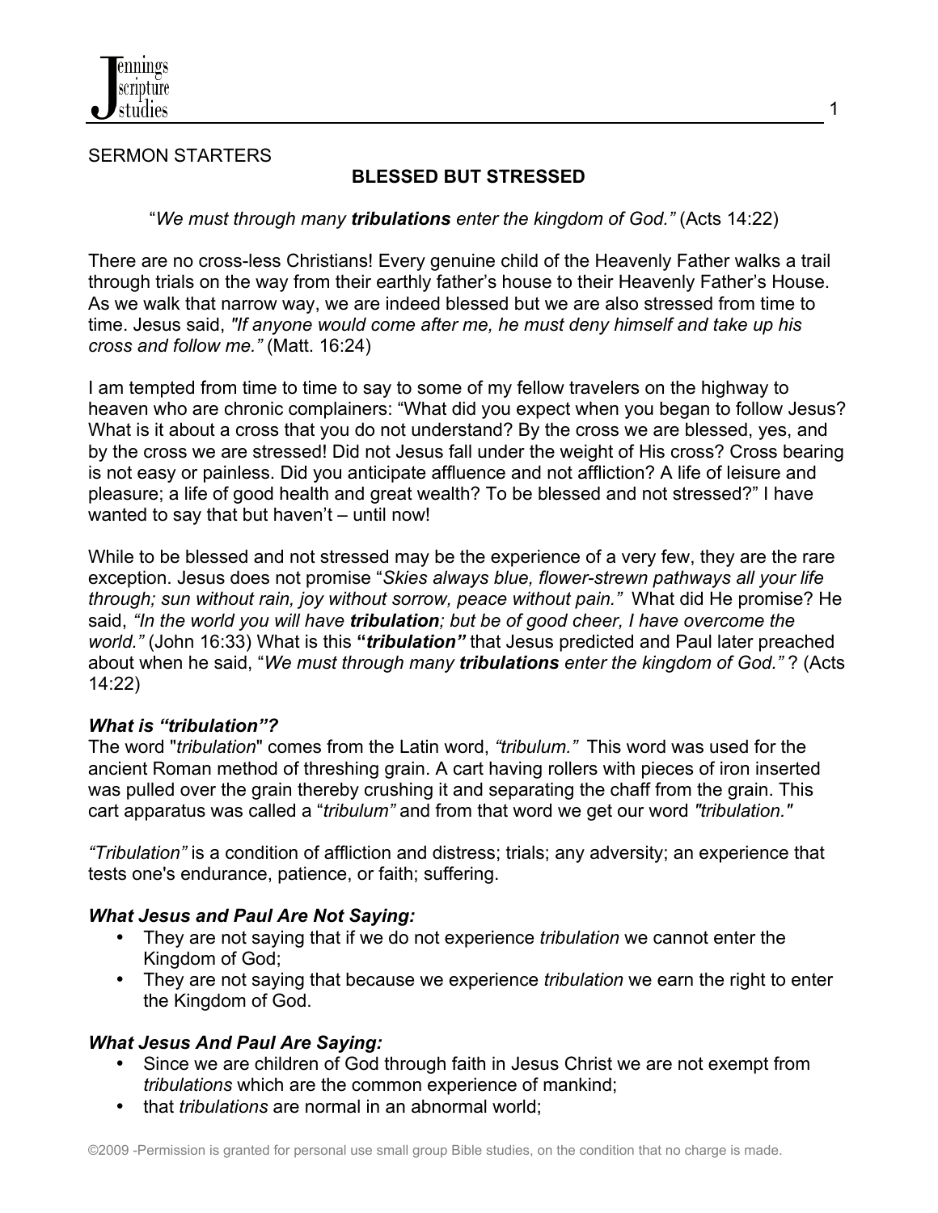SERMON STARTERS

## BLESSED BUT STRESSED

"*We must through many **tribulations** enter the kingdom of God."* (Acts 14:22)

There are no cross-less Christians! Every genuine child of the Heavenly Father walks a trail through trials on the way from their earthly father's house to their Heavenly Father's House. As we walk that narrow way, we are indeed blessed but we are also stressed from time to time. Jesus said, *"If anyone would come after me, he must deny himself and take up his cross and follow me."* (Matt. 16:24)

I am tempted from time to time to say to some of my fellow travelers on the highway to heaven who are chronic complainers: "What did you expect when you began to follow Jesus? What is it about a cross that you do not understand? By the cross we are blessed, yes, and by the cross we are stressed! Did not Jesus fall under the weight of His cross? Cross bearing is not easy or painless. Did you anticipate affluence and not affliction? A life of leisure and pleasure; a life of good health and great wealth? To be blessed and not stressed?" I have wanted to say that but haven't – until now!

While to be blessed and not stressed may be the experience of a very few, they are the rare exception. Jesus does not promise "*Skies always blue, flower-strewn pathways all your life through; sun without rain, joy without sorrow, peace without pain."* What did He promise? He said, *"In the world you will have **tribulation**; but be of good cheer, I have overcome the world."* (John 16:33) What is this **"*tribulation"*** that Jesus predicted and Paul later preached about when he said, "*We must through many **tribulations** enter the kingdom of God."* ? (Acts 14:22)

***What is "tribulation"?***

The word "*tribulation*" comes from the Latin word, *"tribulum."* This word was used for the ancient Roman method of threshing grain. A cart having rollers with pieces of iron inserted was pulled over the grain thereby crushing it and separating the chaff from the grain. This cart apparatus was called a "*tribulum"* and from that word we get our word *"tribulation."*

*"Tribulation"* is a condition of affliction and distress; trials; any adversity; an experience that tests one's endurance, patience, or faith; suffering.

***What Jesus and Paul Are Not Saying:***

- They are not saying that if we do not experience *tribulation* we cannot enter the Kingdom of God;
- They are not saying that because we experience *tribulation* we earn the right to enter the Kingdom of God.

***What Jesus And Paul Are Saying:***

- Since we are children of God through faith in Jesus Christ we are not exempt from *tribulations* which are the common experience of mankind;
- that *tribulations* are normal in an abnormal world;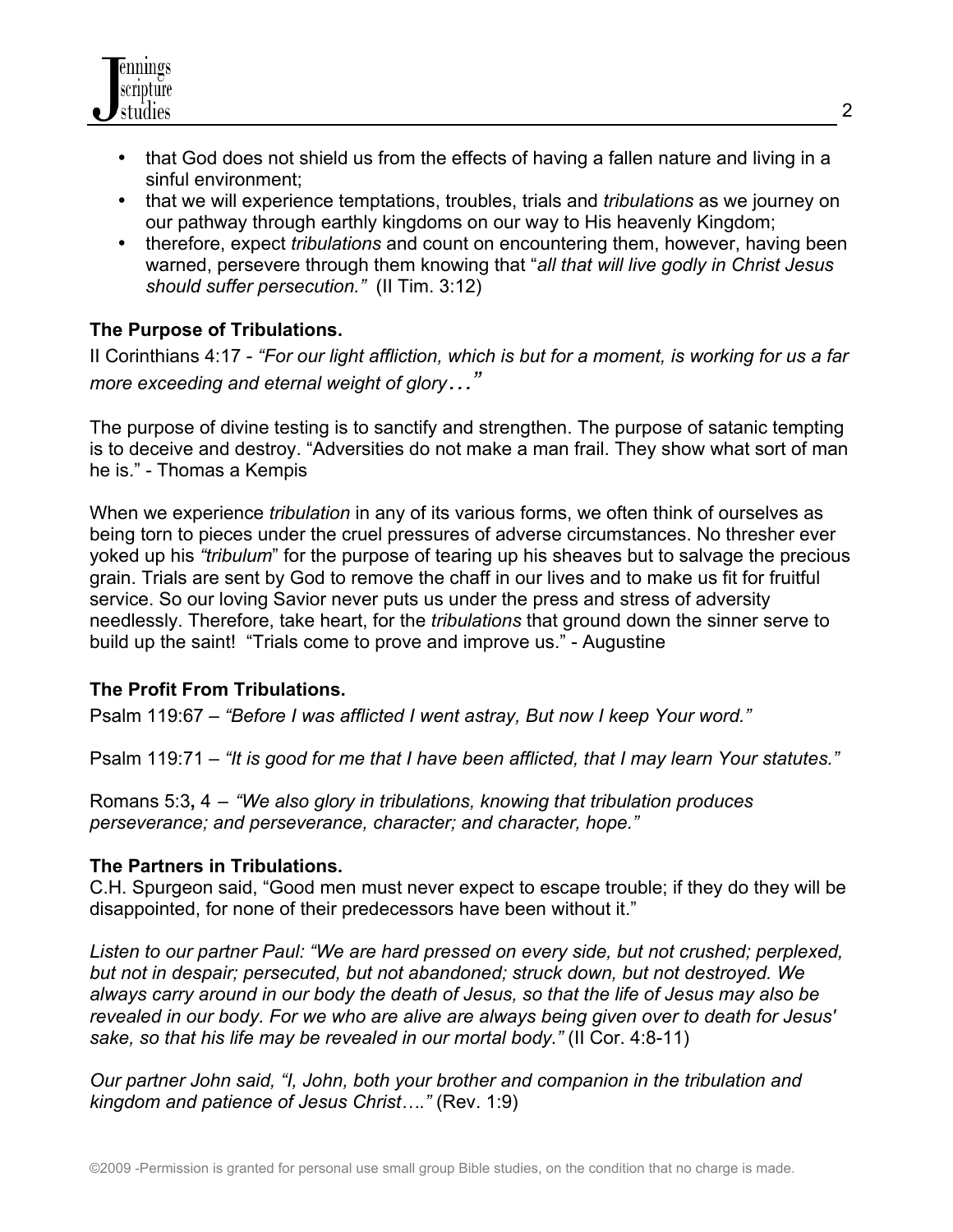- that God does not shield us from the effects of having a fallen nature and living in a sinful environment;
- that we will experience temptations, troubles, trials and *tribulations* as we journey on our pathway through earthly kingdoms on our way to His heavenly Kingdom;
- therefore, expect *tribulations* and count on encountering them, however, having been warned, persevere through them knowing that "*all that will live godly in Christ Jesus should suffer persecution."* (II Tim. 3:12)

**The Purpose of Tribulations.**

II Corinthians 4:17 - *"For our light affliction, which is but for a moment, is working for us a far more exceeding and eternal weight of glory…"*

The purpose of divine testing is to sanctify and strengthen. The purpose of satanic tempting is to deceive and destroy. "Adversities do not make a man frail. They show what sort of man he is." - Thomas a Kempis

When we experience *tribulation* in any of its various forms, we often think of ourselves as being torn to pieces under the cruel pressures of adverse circumstances. No thresher ever yoked up his *"tribulum*" for the purpose of tearing up his sheaves but to salvage the precious grain. Trials are sent by God to remove the chaff in our lives and to make us fit for fruitful service. So our loving Savior never puts us under the press and stress of adversity needlessly. Therefore, take heart, for the *tribulations* that ground down the sinner serve to build up the saint! "Trials come to prove and improve us." - Augustine

**The Profit From Tribulations.**

Psalm 119:67 – *"Before I was afflicted I went astray, But now I keep Your word."*

Psalm 119:71 – *"It is good for me that I have been afflicted, that I may learn Your statutes."*

Romans 5:3**,** 4 – *"We also glory in tribulations, knowing that tribulation produces perseverance; and perseverance, character; and character, hope."*

**The Partners in Tribulations.**

C.H. Spurgeon said, "Good men must never expect to escape trouble; if they do they will be disappointed, for none of their predecessors have been without it."

*Listen to our partner Paul: "We are hard pressed on every side, but not crushed; perplexed, but not in despair; persecuted, but not abandoned; struck down, but not destroyed. We always carry around in our body the death of Jesus, so that the life of Jesus may also be revealed in our body. For we who are alive are always being given over to death for Jesus' sake, so that his life may be revealed in our mortal body."* (II Cor. 4:8-11)

*Our partner John said, "I, John, both your brother and companion in the tribulation and kingdom and patience of Jesus Christ…."* (Rev. 1:9)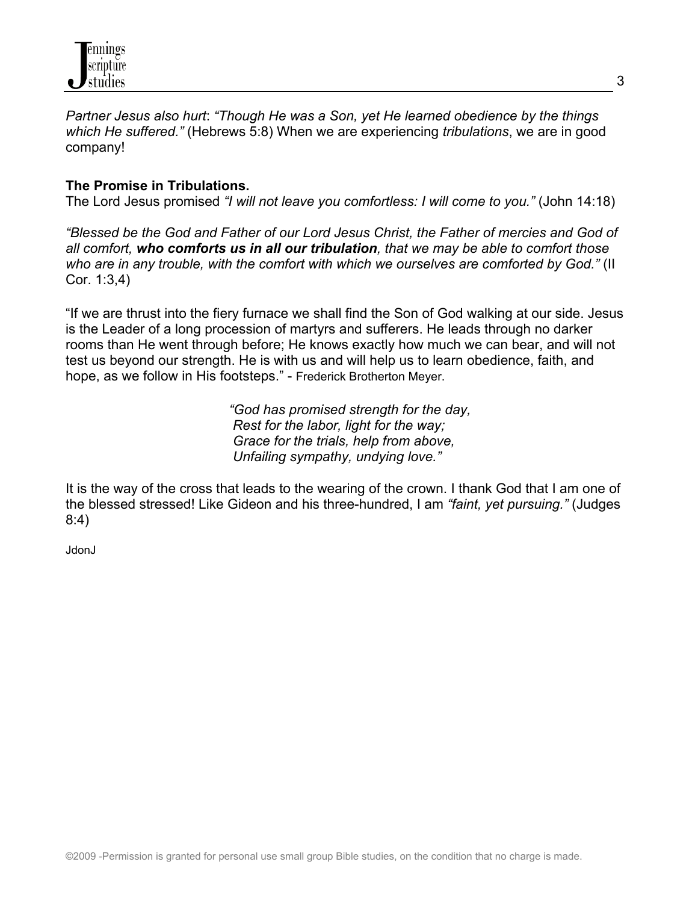*Partner Jesus also hurt*: *"Though He was a Son, yet He learned obedience by the things which He suffered."* (Hebrews 5:8) When we are experiencing *tribulations*, we are in good company!

**The Promise in Tribulations.**

The Lord Jesus promised *"I will not leave you comfortless: I will come to you."* (John 14:18)

*"Blessed be the God and Father of our Lord Jesus Christ, the Father of mercies and God of all comfort,* ***who comforts us in all our tribulation****, that we may be able to comfort those who are in any trouble, with the comfort with which we ourselves are comforted by God."* (II Cor. 1:3,4)

"If we are thrust into the fiery furnace we shall find the Son of God walking at our side. Jesus is the Leader of a long procession of martyrs and sufferers. He leads through no darker rooms than He went through before; He knows exactly how much we can bear, and will not test us beyond our strength. He is with us and will help us to learn obedience, faith, and hope, as we follow in His footsteps." - Frederick Brotherton Meyer.

> *"God has promised strength for the day,*
> *Rest for the labor, light for the way;*
> *Grace for the trials, help from above,*
> *Unfailing sympathy, undying love."*

It is the way of the cross that leads to the wearing of the crown. I thank God that I am one of the blessed stressed! Like Gideon and his three-hundred, I am *"faint, yet pursuing."* (Judges 8:4)

JdonJ

©2009 -Permission is granted for personal use small group Bible studies, on the condition that no charge is made.